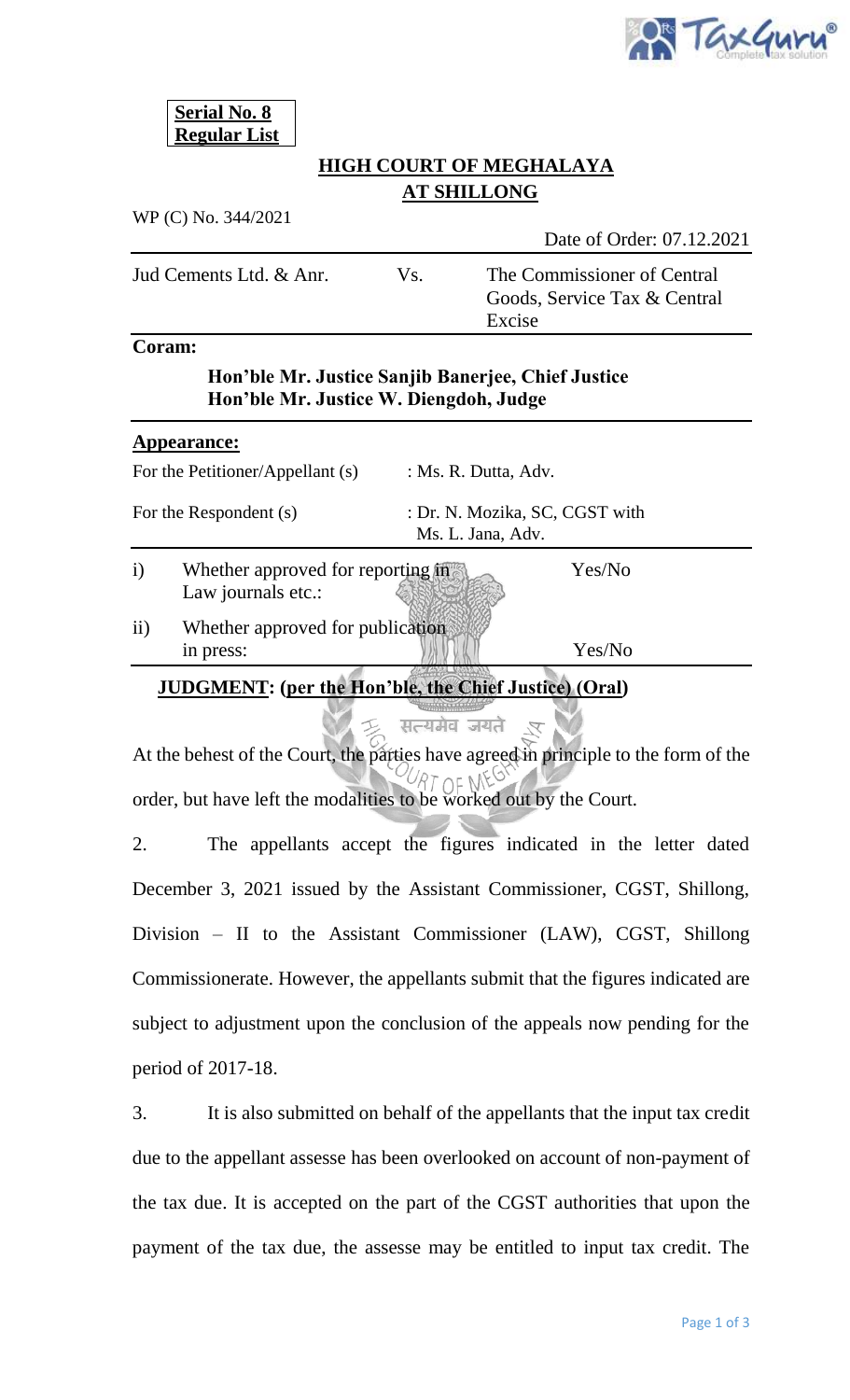**Serial No. 8**
**Regular List**

## HIGH COURT OF MEGHALAYA
## AT SHILLONG

WP (C) No. 344/2021

Date of Order: 07.12.2021

| Jud Cements Ltd. & Anr. | Vs. | The Commissioner of Central Goods, Service Tax & Central Excise |
|---|---|---|

**Coram:**

**Hon'ble Mr. Justice Sanjib Banerjee, Chief Justice**
**Hon'ble Mr. Justice W. Diengdoh, Judge**

**Appearance:**

For the Petitioner/Appellant (s) : Ms. R. Dutta, Adv.

For the Respondent (s) : Dr. N. Mozika, SC, CGST with Ms. L. Jana, Adv.

i) Whether approved for reporting in Law journals etc.: Yes/No

ii) Whether approved for publication in press: Yes/No

**JUDGMENT: (per the Hon'ble, the Chief Justice) (Oral)**

At the behest of the Court, the parties have agreed in principle to the form of the order, but have left the modalities to be worked out by the Court.

2. The appellants accept the figures indicated in the letter dated December 3, 2021 issued by the Assistant Commissioner, CGST, Shillong, Division – II to the Assistant Commissioner (LAW), CGST, Shillong Commissionerate. However, the appellants submit that the figures indicated are subject to adjustment upon the conclusion of the appeals now pending for the period of 2017-18.

3. It is also submitted on behalf of the appellants that the input tax credit due to the appellant assesse has been overlooked on account of non-payment of the tax due. It is accepted on the part of the CGST authorities that upon the payment of the tax due, the assesse may be entitled to input tax credit. The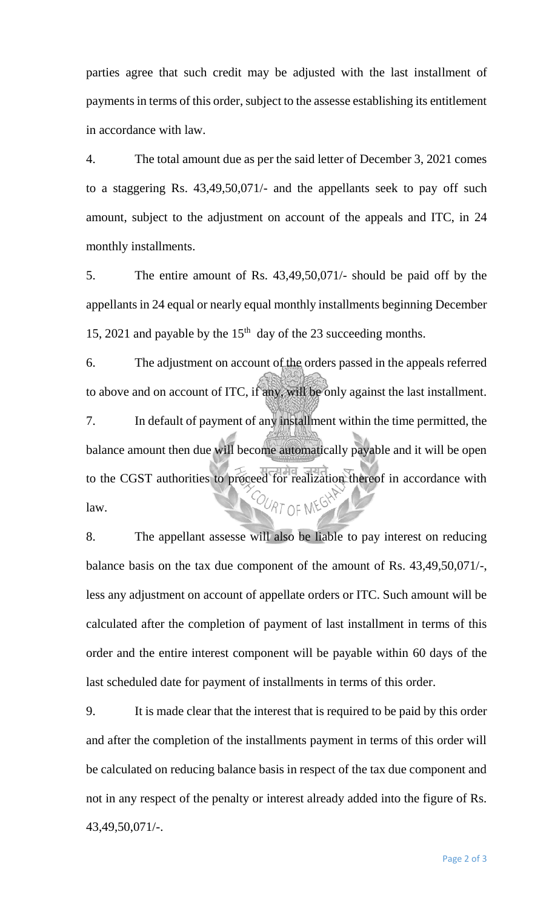parties agree that such credit may be adjusted with the last installment of payments in terms of this order, subject to the assesse establishing its entitlement in accordance with law.

4. The total amount due as per the said letter of December 3, 2021 comes to a staggering Rs. 43,49,50,071/- and the appellants seek to pay off such amount, subject to the adjustment on account of the appeals and ITC, in 24 monthly installments.

5. The entire amount of Rs. 43,49,50,071/- should be paid off by the appellants in 24 equal or nearly equal monthly installments beginning December 15, 2021 and payable by the 15th day of the 23 succeeding months.

6. The adjustment on account of the orders passed in the appeals referred to above and on account of ITC, if any, will be only against the last installment.

7. In default of payment of any installment within the time permitted, the balance amount then due will become automatically payable and it will be open to the CGST authorities to proceed for realization thereof in accordance with law.

8. The appellant assesse will also be liable to pay interest on reducing balance basis on the tax due component of the amount of Rs. 43,49,50,071/-, less any adjustment on account of appellate orders or ITC. Such amount will be calculated after the completion of payment of last installment in terms of this order and the entire interest component will be payable within 60 days of the last scheduled date for payment of installments in terms of this order.

9. It is made clear that the interest that is required to be paid by this order and after the completion of the installments payment in terms of this order will be calculated on reducing balance basis in respect of the tax due component and not in any respect of the penalty or interest already added into the figure of Rs. 43,49,50,071/-.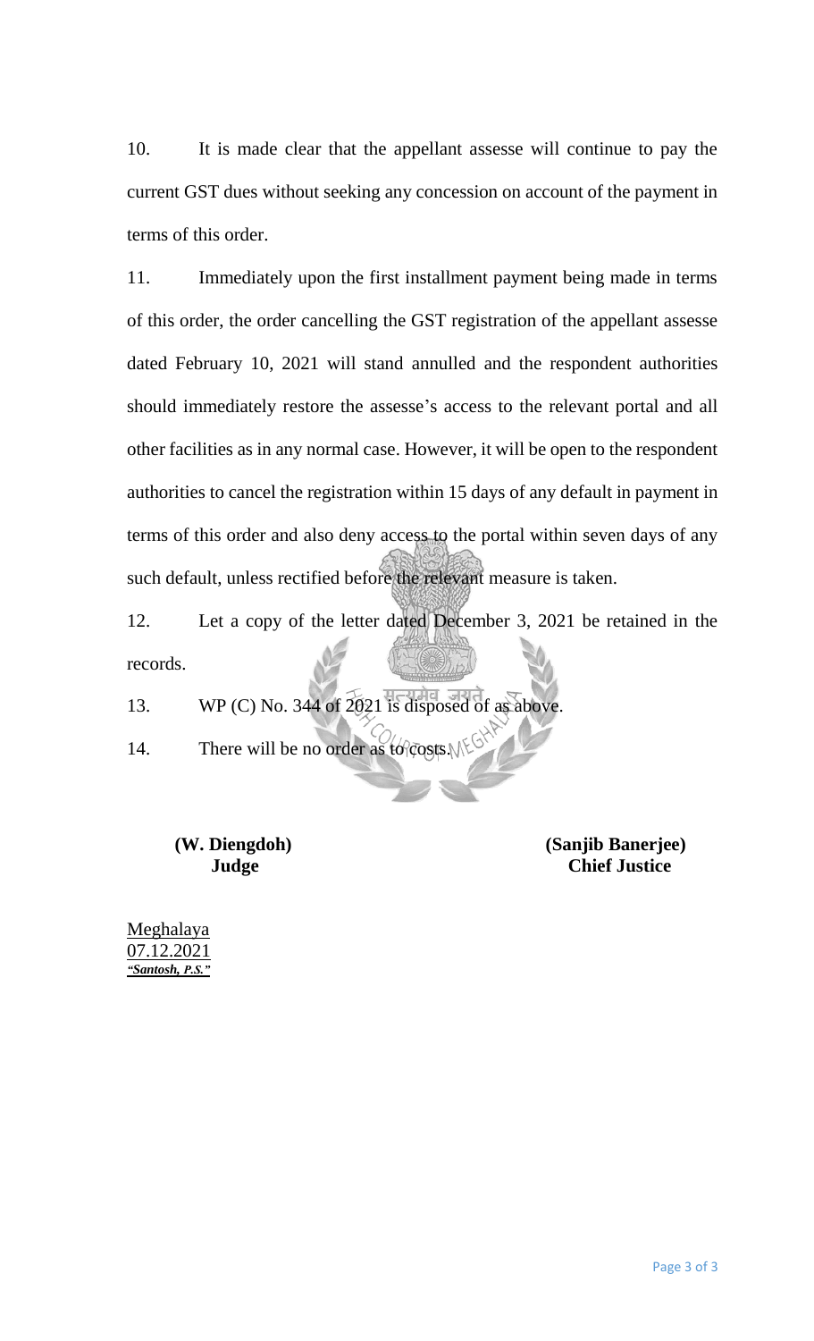10. It is made clear that the appellant assesse will continue to pay the current GST dues without seeking any concession on account of the payment in terms of this order.

11. Immediately upon the first installment payment being made in terms of this order, the order cancelling the GST registration of the appellant assesse dated February 10, 2021 will stand annulled and the respondent authorities should immediately restore the assesse's access to the relevant portal and all other facilities as in any normal case. However, it will be open to the respondent authorities to cancel the registration within 15 days of any default in payment in terms of this order and also deny access to the portal within seven days of any such default, unless rectified before the relevant measure is taken.

12. Let a copy of the letter dated December 3, 2021 be retained in the records.

13. WP (C) No. 344 of 2021 is disposed of as above.

14. There will be no order as to costs.

**(W. Diengdoh)**
**Judge**

**(Sanjib Banerjee)**
**Chief Justice**

Meghalaya
07.12.2021
*"Santosh, P.S."*